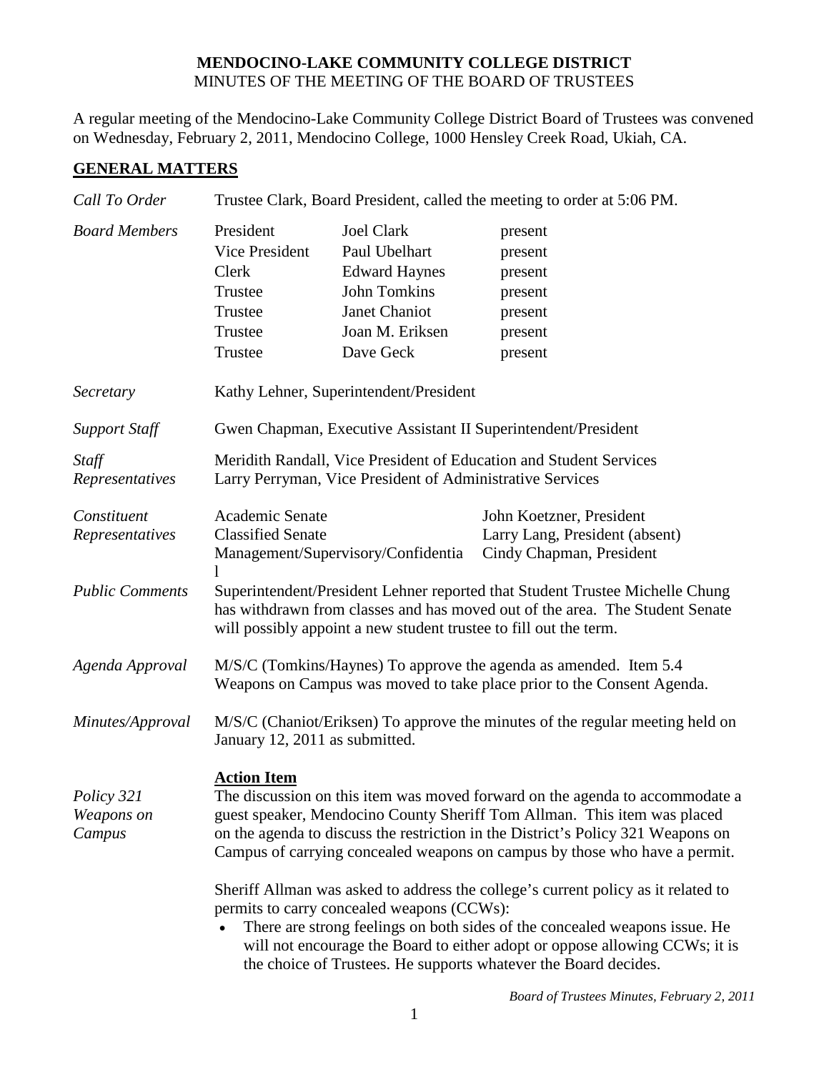**MENDOCINO-LAKE COMMUNITY COLLEGE DISTRICT**
MINUTES OF THE MEETING OF THE BOARD OF TRUSTEES

A regular meeting of the Mendocino-Lake Community College District Board of Trustees was convened on Wednesday, February 2, 2011, Mendocino College, 1000 Hensley Creek Road, Ukiah, CA.

## GENERAL MATTERS

*Call To Order* — Trustee Clark, Board President, called the meeting to order at 5:06 PM.

*Board Members*

| | | |
|---|---|---|
| President | Joel Clark | present |
| Vice President | Paul Ubelhart | present |
| Clerk | Edward Haynes | present |
| Trustee | John Tomkins | present |
| Trustee | Janet Chaniot | present |
| Trustee | Joan M. Eriksen | present |
| Trustee | Dave Geck | present |

*Secretary* — Kathy Lehner, Superintendent/President

*Support Staff* — Gwen Chapman, Executive Assistant II Superintendent/President

*Staff Representatives* — Meridith Randall, Vice President of Education and Student Services
Larry Perryman, Vice President of Administrative Services

*Constituent Representatives*

| | |
|---|---|
| Academic Senate | John Koetzner, President |
| Classified Senate | Larry Lang, President (absent) |
| Management/Supervisory/Confidential | Cindy Chapman, President |

*Public Comments* — Superintendent/President Lehner reported that Student Trustee Michelle Chung has withdrawn from classes and has moved out of the area. The Student Senate will possibly appoint a new student trustee to fill out the term.

*Agenda Approval* — M/S/C (Tomkins/Haynes) To approve the agenda as amended. Item 5.4 Weapons on Campus was moved to take place prior to the Consent Agenda.

*Minutes/Approval* — M/S/C (Chaniot/Eriksen) To approve the minutes of the regular meeting held on January 12, 2011 as submitted.

**Action Item**

*Policy 321 Weapons on Campus* — The discussion on this item was moved forward on the agenda to accommodate a guest speaker, Mendocino County Sheriff Tom Allman. This item was placed on the agenda to discuss the restriction in the District's Policy 321 Weapons on Campus of carrying concealed weapons on campus by those who have a permit.

Sheriff Allman was asked to address the college's current policy as it related to permits to carry concealed weapons (CCWs):

- There are strong feelings on both sides of the concealed weapons issue. He will not encourage the Board to either adopt or oppose allowing CCWs; it is the choice of Trustees. He supports whatever the Board decides.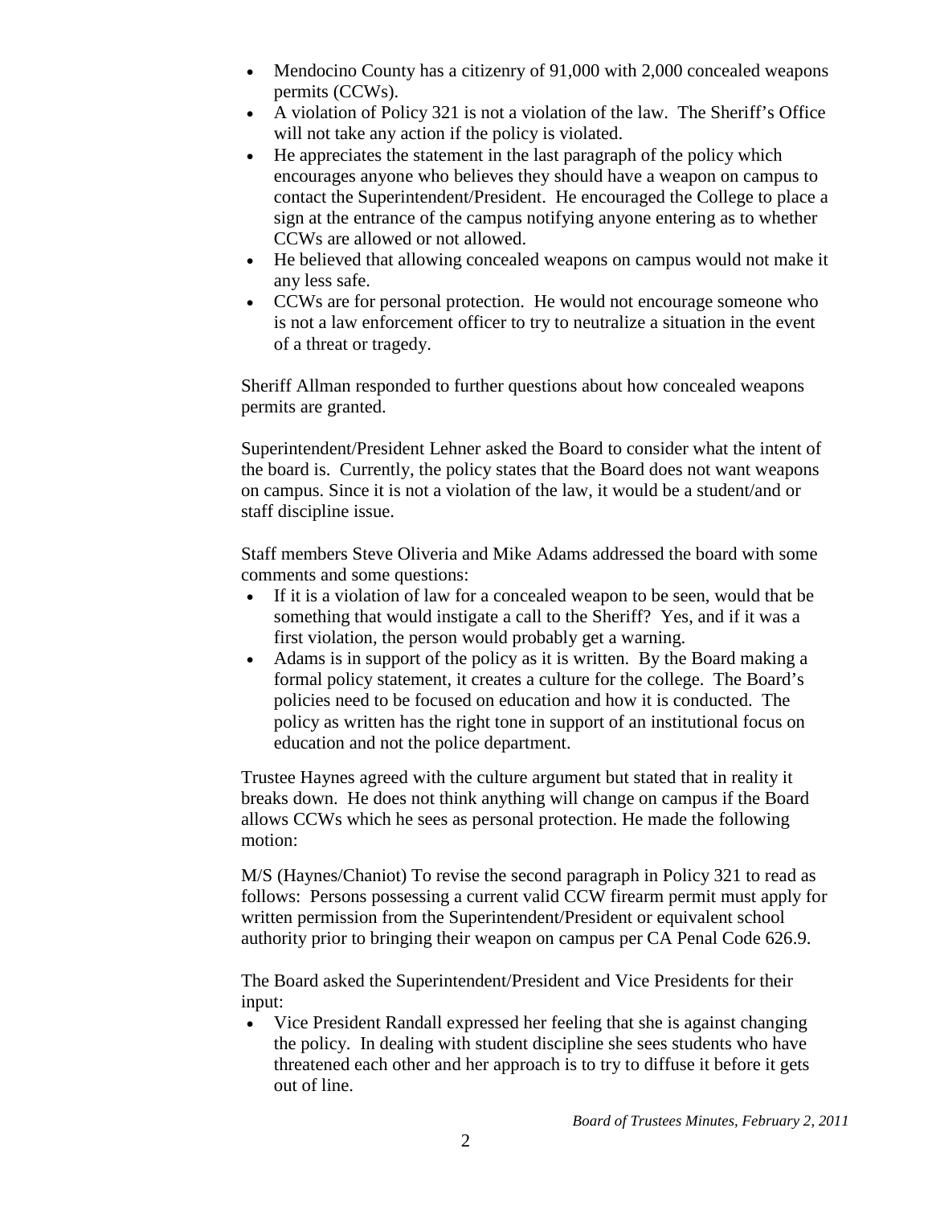- Mendocino County has a citizenry of 91,000 with 2,000 concealed weapons permits (CCWs).
- A violation of Policy 321 is not a violation of the law. The Sheriff's Office will not take any action if the policy is violated.
- He appreciates the statement in the last paragraph of the policy which encourages anyone who believes they should have a weapon on campus to contact the Superintendent/President. He encouraged the College to place a sign at the entrance of the campus notifying anyone entering as to whether CCWs are allowed or not allowed.
- He believed that allowing concealed weapons on campus would not make it any less safe.
- CCWs are for personal protection. He would not encourage someone who is not a law enforcement officer to try to neutralize a situation in the event of a threat or tragedy.

Sheriff Allman responded to further questions about how concealed weapons permits are granted.

Superintendent/President Lehner asked the Board to consider what the intent of the board is. Currently, the policy states that the Board does not want weapons on campus. Since it is not a violation of the law, it would be a student/and or staff discipline issue.

Staff members Steve Oliveria and Mike Adams addressed the board with some comments and some questions:

- If it is a violation of law for a concealed weapon to be seen, would that be something that would instigate a call to the Sheriff? Yes, and if it was a first violation, the person would probably get a warning.
- Adams is in support of the policy as it is written. By the Board making a formal policy statement, it creates a culture for the college. The Board's policies need to be focused on education and how it is conducted. The policy as written has the right tone in support of an institutional focus on education and not the police department.

Trustee Haynes agreed with the culture argument but stated that in reality it breaks down. He does not think anything will change on campus if the Board allows CCWs which he sees as personal protection. He made the following motion:

M/S (Haynes/Chaniot) To revise the second paragraph in Policy 321 to read as follows: Persons possessing a current valid CCW firearm permit must apply for written permission from the Superintendent/President or equivalent school authority prior to bringing their weapon on campus per CA Penal Code 626.9.

The Board asked the Superintendent/President and Vice Presidents for their input:

- Vice President Randall expressed her feeling that she is against changing the policy. In dealing with student discipline she sees students who have threatened each other and her approach is to try to diffuse it before it gets out of line.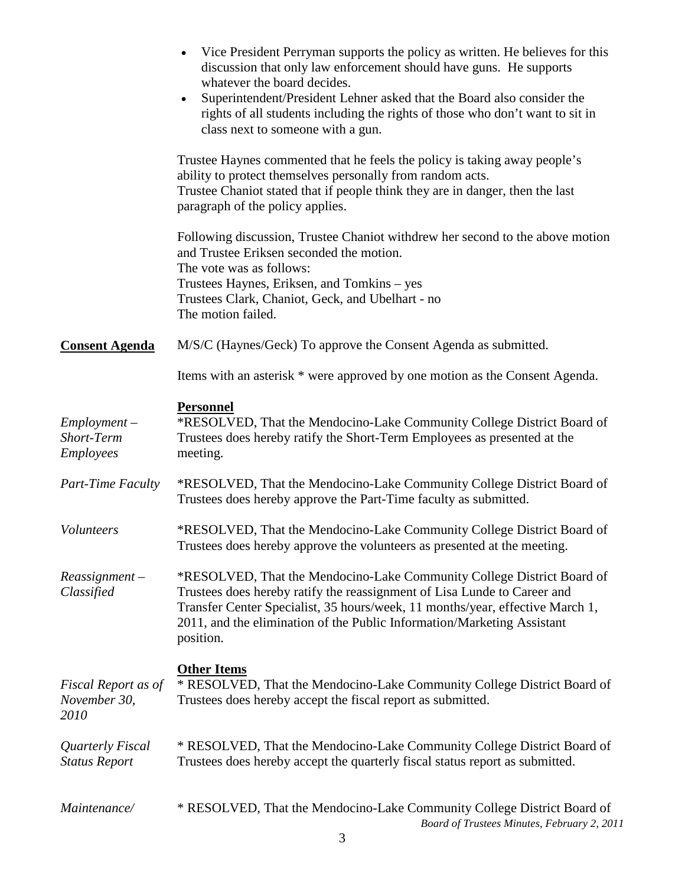- Vice President Perryman supports the policy as written. He believes for this discussion that only law enforcement should have guns. He supports whatever the board decides.
- Superintendent/President Lehner asked that the Board also consider the rights of all students including the rights of those who don't want to sit in class next to someone with a gun.

Trustee Haynes commented that he feels the policy is taking away people's ability to protect themselves personally from random acts.
Trustee Chaniot stated that if people think they are in danger, then the last paragraph of the policy applies.

Following discussion, Trustee Chaniot withdrew her second to the above motion and Trustee Eriksen seconded the motion.
The vote was as follows:
Trustees Haynes, Eriksen, and Tomkins – yes
Trustees Clark, Chaniot, Geck, and Ubelhart - no
The motion failed.

**Consent Agenda**

M/S/C (Haynes/Geck) To approve the Consent Agenda as submitted.

Items with an asterisk * were approved by one motion as the Consent Agenda.

**Personnel**

*Employment – Short-Term Employees*

*RESOLVED, That the Mendocino-Lake Community College District Board of Trustees does hereby ratify the Short-Term Employees as presented at the meeting.

*Part-Time Faculty*

*RESOLVED, That the Mendocino-Lake Community College District Board of Trustees does hereby approve the Part-Time faculty as submitted.

*Volunteers*

*RESOLVED, That the Mendocino-Lake Community College District Board of Trustees does hereby approve the volunteers as presented at the meeting.

*Reassignment – Classified*

*RESOLVED, That the Mendocino-Lake Community College District Board of Trustees does hereby ratify the reassignment of Lisa Lunde to Career and Transfer Center Specialist, 35 hours/week, 11 months/year, effective March 1, 2011, and the elimination of the Public Information/Marketing Assistant position.

**Other Items**

*Fiscal Report as of November 30, 2010*

* RESOLVED, That the Mendocino-Lake Community College District Board of Trustees does hereby accept the fiscal report as submitted.

*Quarterly Fiscal Status Report*

* RESOLVED, That the Mendocino-Lake Community College District Board of Trustees does hereby accept the quarterly fiscal status report as submitted.

*Maintenance/*

* RESOLVED, That the Mendocino-Lake Community College District Board of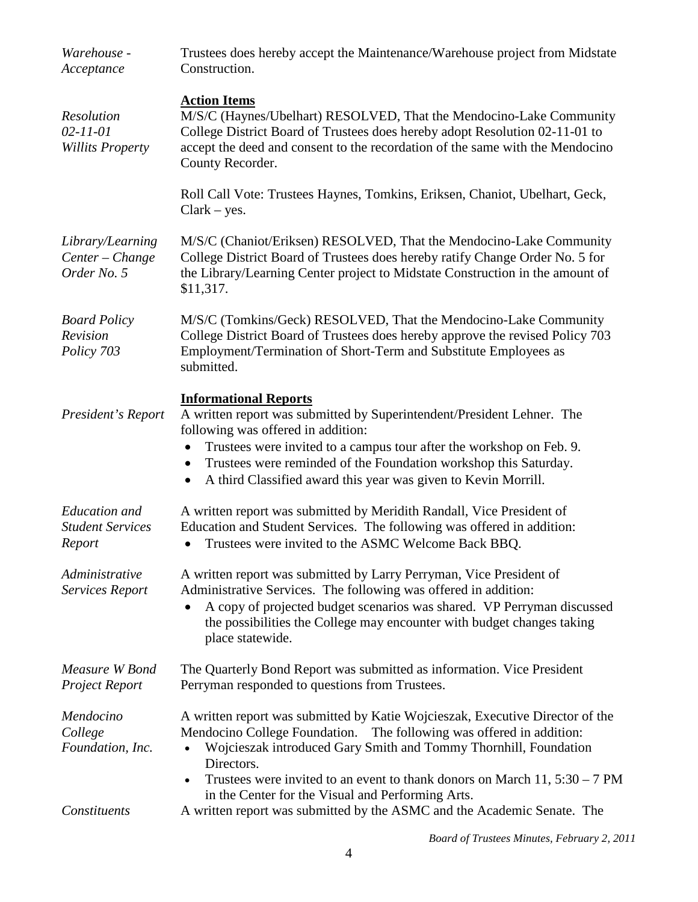*Warehouse - Acceptance*

Trustees does hereby accept the Maintenance/Warehouse project from Midstate Construction.

**Action Items**

*Resolution 02-11-01 Willits Property*

M/S/C (Haynes/Ubelhart) RESOLVED, That the Mendocino-Lake Community College District Board of Trustees does hereby adopt Resolution 02-11-01 to accept the deed and consent to the recordation of the same with the Mendocino County Recorder.

Roll Call Vote: Trustees Haynes, Tomkins, Eriksen, Chaniot, Ubelhart, Geck, Clark – yes.

*Library/Learning Center – Change Order No. 5*

M/S/C (Chaniot/Eriksen) RESOLVED, That the Mendocino-Lake Community College District Board of Trustees does hereby ratify Change Order No. 5 for the Library/Learning Center project to Midstate Construction in the amount of $11,317.

*Board Policy Revision Policy 703*

M/S/C (Tomkins/Geck) RESOLVED, That the Mendocino-Lake Community College District Board of Trustees does hereby approve the revised Policy 703 Employment/Termination of Short-Term and Substitute Employees as submitted.

**Informational Reports**

*President's Report*

A written report was submitted by Superintendent/President Lehner. The following was offered in addition:

- Trustees were invited to a campus tour after the workshop on Feb. 9.
- Trustees were reminded of the Foundation workshop this Saturday.
- A third Classified award this year was given to Kevin Morrill.

*Education and Student Services Report*

A written report was submitted by Meridith Randall, Vice President of Education and Student Services. The following was offered in addition:

- Trustees were invited to the ASMC Welcome Back BBQ.

*Administrative Services Report*

A written report was submitted by Larry Perryman, Vice President of Administrative Services. The following was offered in addition:

- A copy of projected budget scenarios was shared. VP Perryman discussed the possibilities the College may encounter with budget changes taking place statewide.

*Measure W Bond Project Report*

The Quarterly Bond Report was submitted as information. Vice President Perryman responded to questions from Trustees.

*Mendocino College Foundation, Inc.*

A written report was submitted by Katie Wojcieszak, Executive Director of the Mendocino College Foundation. The following was offered in addition:

- Wojcieszak introduced Gary Smith and Tommy Thornhill, Foundation Directors.
- Trustees were invited to an event to thank donors on March 11, 5:30 – 7 PM in the Center for the Visual and Performing Arts.

*Constituents*

A written report was submitted by the ASMC and the Academic Senate. The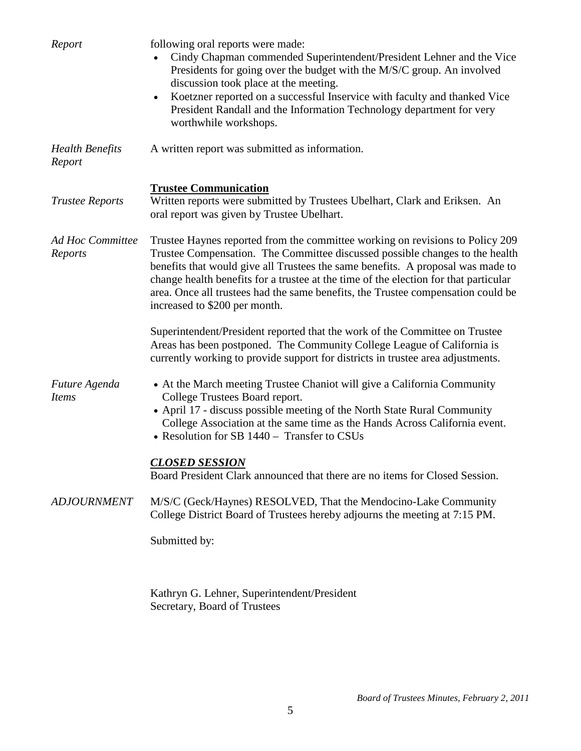*Report*

following oral reports were made:

- Cindy Chapman commended Superintendent/President Lehner and the Vice Presidents for going over the budget with the M/S/C group. An involved discussion took place at the meeting.
- Koetzner reported on a successful Inservice with faculty and thanked Vice President Randall and the Information Technology department for very worthwhile workshops.

*Health Benefits Report*

A written report was submitted as information.

**Trustee Communication**

*Trustee Reports*

Written reports were submitted by Trustees Ubelhart, Clark and Eriksen. An oral report was given by Trustee Ubelhart.

*Ad Hoc Committee Reports*

Trustee Haynes reported from the committee working on revisions to Policy 209 Trustee Compensation. The Committee discussed possible changes to the health benefits that would give all Trustees the same benefits. A proposal was made to change health benefits for a trustee at the time of the election for that particular area. Once all trustees had the same benefits, the Trustee compensation could be increased to $200 per month.

Superintendent/President reported that the work of the Committee on Trustee Areas has been postponed. The Community College League of California is currently working to provide support for districts in trustee area adjustments.

*Future Agenda Items*

- At the March meeting Trustee Chaniot will give a California Community College Trustees Board report.
- April 17 - discuss possible meeting of the North State Rural Community College Association at the same time as the Hands Across California event.
- Resolution for SB 1440 – Transfer to CSUs

***CLOSED SESSION***

Board President Clark announced that there are no items for Closed Session.

*ADJOURNMENT*

M/S/C (Geck/Haynes) RESOLVED, That the Mendocino-Lake Community College District Board of Trustees hereby adjourns the meeting at 7:15 PM.

Submitted by:

Kathryn G. Lehner, Superintendent/President
Secretary, Board of Trustees